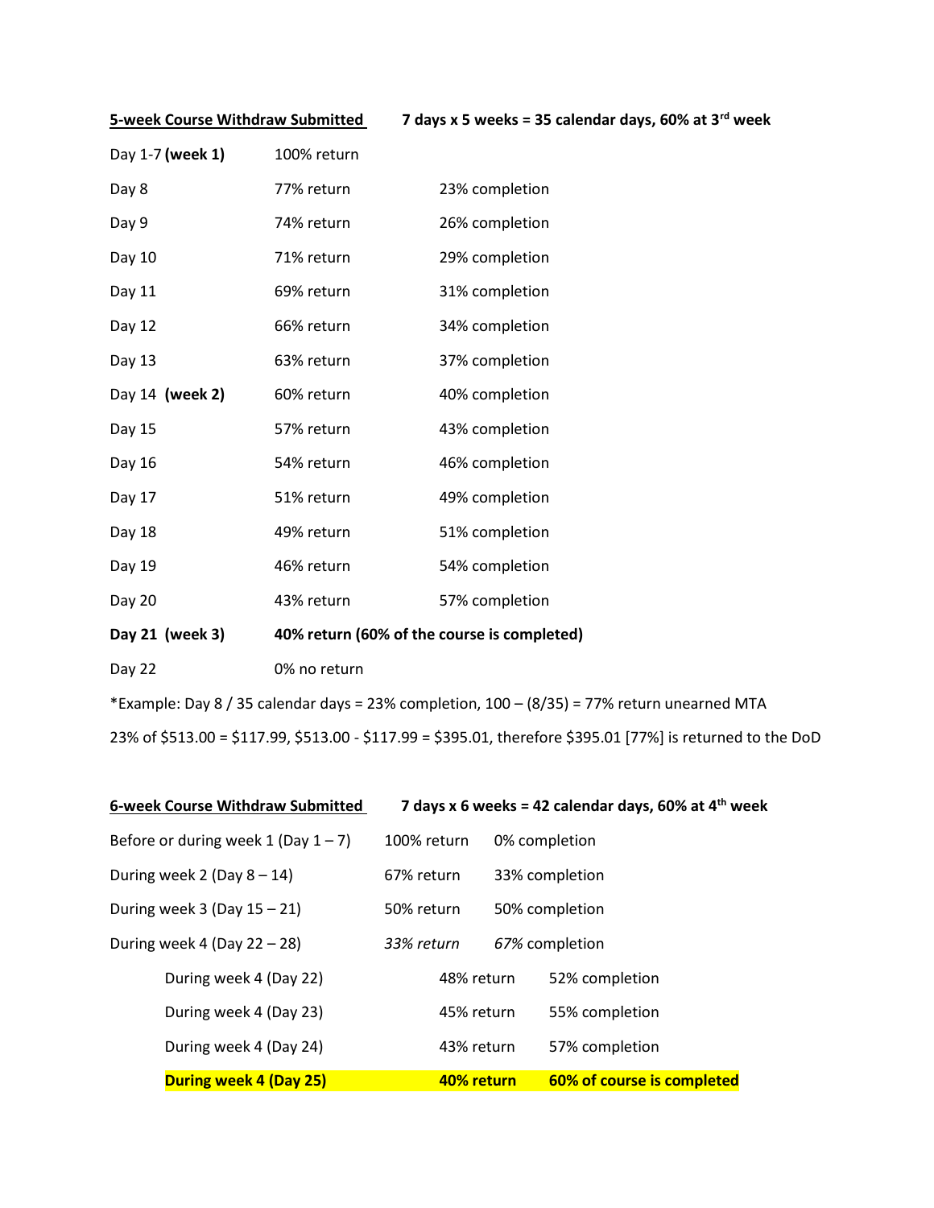**5-week Course Withdraw Submitted** &nbsp;&nbsp;&nbsp;&nbsp; **7 days x 5 weeks = 35 calendar days, 60% at 3rd week**

| Day | Return | Completion |
|---|---|---|
| Day 1-7 **(week 1)** | 100% return | |
| Day 8 | 77% return | 23% completion |
| Day 9 | 74% return | 26% completion |
| Day 10 | 71% return | 29% completion |
| Day 11 | 69% return | 31% completion |
| Day 12 | 66% return | 34% completion |
| Day 13 | 63% return | 37% completion |
| Day 14 **(week 2)** | 60% return | 40% completion |
| Day 15 | 57% return | 43% completion |
| Day 16 | 54% return | 46% completion |
| Day 17 | 51% return | 49% completion |
| Day 18 | 49% return | 51% completion |
| Day 19 | 46% return | 54% completion |
| Day 20 | 43% return | 57% completion |
| **Day 21 (week 3)** | **40% return (60% of the course is completed)** | |
| Day 22 | 0% no return | |

*Example: Day 8 / 35 calendar days = 23% completion, 100 – (8/35) = 77% return unearned MTA

23% of $513.00 = $117.99, $513.00 - $117.99 = $395.01, therefore $395.01 [77%] is returned to the DoD

**6-week Course Withdraw Submitted** &nbsp;&nbsp;&nbsp;&nbsp; **7 days x 6 weeks = 42 calendar days, 60% at 4th week**

| Period | Return | Completion |
|---|---|---|
| Before or during week 1 (Day 1 – 7) | 100% return | 0% completion |
| During week 2 (Day 8 – 14) | 67% return | 33% completion |
| During week 3 (Day 15 – 21) | 50% return | 50% completion |
| During week 4 (Day 22 – 28) | *33% return* | *67%* completion |
| During week 4 (Day 22) | 48% return | 52% completion |
| During week 4 (Day 23) | 45% return | 55% completion |
| During week 4 (Day 24) | 43% return | 57% completion |
| **During week 4 (Day 25)** | **40% return** | **60% of course is completed** |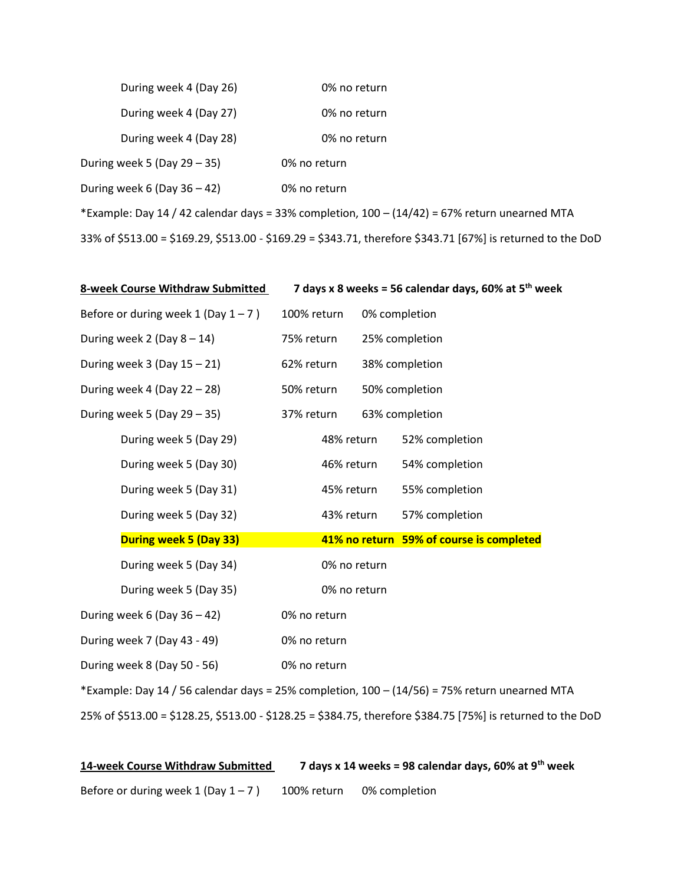During week 4 (Day 26) 0% no return

During week 4 (Day 27) 0% no return

During week 4 (Day 28) 0% no return

During week 5 (Day 29 – 35) 0% no return

During week 6 (Day 36 – 42) 0% no return

*Example: Day 14 / 42 calendar days = 33% completion, 100 – (14/42) = 67% return unearned MTA

33% of $513.00 = $169.29, $513.00 - $169.29 = $343.71, therefore $343.71 [67%] is returned to the DoD

| <u>**8-week Course Withdraw Submitted**</u> | **7 days x 8 weeks = 56 calendar days, 60% at 5th week** | |
|---|---|---|
| Before or during week 1 (Day 1 – 7 ) | 100% return | 0% completion |
| During week 2 (Day 8 – 14) | 75% return | 25% completion |
| During week 3 (Day 15 – 21) | 62% return | 38% completion |
| During week 4 (Day 22 – 28) | 50% return | 50% completion |
| During week 5 (Day 29 – 35) | 37% return | 63% completion |
| During week 5 (Day 29) | 48% return | 52% completion |
| During week 5 (Day 30) | 46% return | 54% completion |
| During week 5 (Day 31) | 45% return | 55% completion |
| During week 5 (Day 32) | 43% return | 57% completion |
| **During week 5 (Day 33)** | **41% no return** | **59% of course is completed** |
| During week 5 (Day 34) | 0% no return | |
| During week 5 (Day 35) | 0% no return | |
| During week 6 (Day 36 – 42) | 0% no return | |
| During week 7 (Day 43 - 49) | 0% no return | |
| During week 8 (Day 50 - 56) | 0% no return | |

*Example: Day 14 / 56 calendar days = 25% completion, 100 – (14/56) = 75% return unearned MTA

25% of $513.00 = $128.25, $513.00 - $128.25 = $384.75, therefore $384.75 [75%] is returned to the DoD

| <u>**14-week Course Withdraw Submitted**</u> | **7 days x 14 weeks = 98 calendar days, 60% at 9th week** | |
|---|---|---|
| Before or during week 1 (Day 1 – 7 ) | 100% return | 0% completion |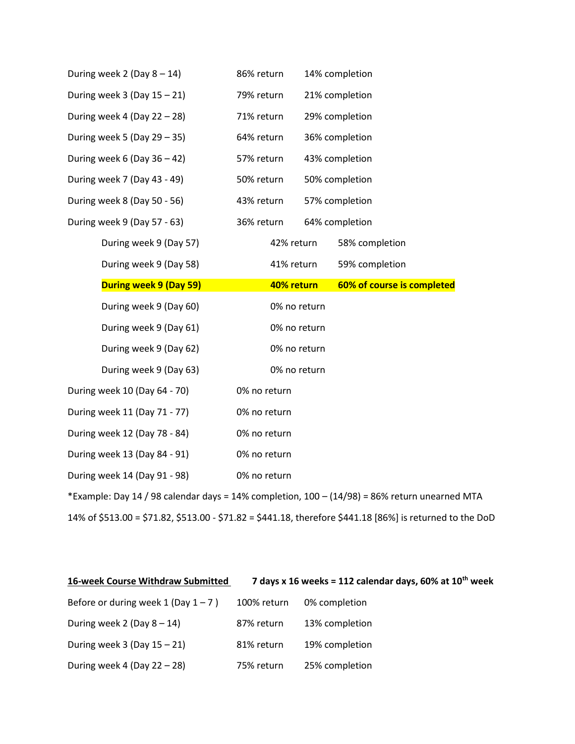| | | |
|---|---|---|
| During week 2 (Day 8 – 14) | 86% return | 14% completion |
| During week 3 (Day 15 – 21) | 79% return | 21% completion |
| During week 4 (Day 22 – 28) | 71% return | 29% completion |
| During week 5 (Day 29 – 35) | 64% return | 36% completion |
| During week 6 (Day 36 – 42) | 57% return | 43% completion |
| During week 7 (Day 43 - 49) | 50% return | 50% completion |
| During week 8 (Day 50 - 56) | 43% return | 57% completion |
| During week 9 (Day 57 - 63) | 36% return | 64% completion |
| During week 9 (Day 57) | 42% return | 58% completion |
| During week 9 (Day 58) | 41% return | 59% completion |
| **During week 9 (Day 59)** | **40% return** | **60% of course is completed** |
| During week 9 (Day 60) | 0% no return | |
| During week 9 (Day 61) | 0% no return | |
| During week 9 (Day 62) | 0% no return | |
| During week 9 (Day 63) | 0% no return | |
| During week 10 (Day 64 - 70) | 0% no return | |
| During week 11 (Day 71 - 77) | 0% no return | |
| During week 12 (Day 78 - 84) | 0% no return | |
| During week 13 (Day 84 - 91) | 0% no return | |
| During week 14 (Day 91 - 98) | 0% no return | |

*Example: Day 14 / 98 calendar days = 14% completion, 100 – (14/98) = 86% return unearned MTA

14% of $513.00 = $71.82, $513.00 - $71.82 = $441.18, therefore $441.18 [86%] is returned to the DoD

| **16-week Course Withdraw Submitted** | **7 days x 16 weeks = 112 calendar days, 60% at 10th week** | |
|---|---|---|
| Before or during week 1 (Day 1 – 7 ) | 100% return | 0% completion |
| During week 2 (Day 8 – 14) | 87% return | 13% completion |
| During week 3 (Day 15 – 21) | 81% return | 19% completion |
| During week 4 (Day 22 – 28) | 75% return | 25% completion |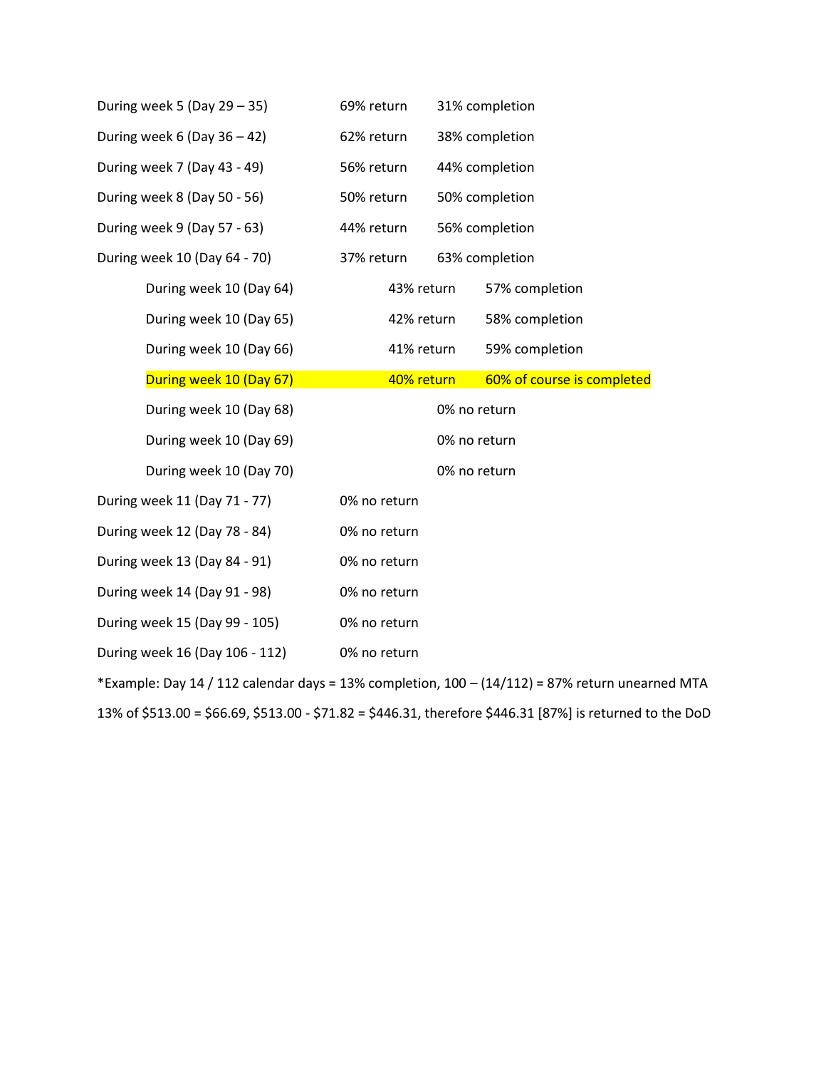| | | |
|---|---|---|
| During week 5 (Day 29 – 35) | 69% return | 31% completion |
| During week 6 (Day 36 – 42) | 62% return | 38% completion |
| During week 7 (Day 43 - 49) | 56% return | 44% completion |
| During week 8 (Day 50 - 56) | 50% return | 50% completion |
| During week 9 (Day 57 - 63) | 44% return | 56% completion |
| During week 10 (Day 64 - 70) | 37% return | 63% completion |
| During week 10 (Day 64) | 43% return | 57% completion |
| During week 10 (Day 65) | 42% return | 58% completion |
| During week 10 (Day 66) | 41% return | 59% completion |
| During week 10 (Day 67) | 40% return | 60% of course is completed |
| During week 10 (Day 68) | 0% no return | |
| During week 10 (Day 69) | 0% no return | |
| During week 10 (Day 70) | 0% no return | |
| During week 11 (Day 71 - 77) | 0% no return | |
| During week 12 (Day 78 - 84) | 0% no return | |
| During week 13 (Day 84 - 91) | 0% no return | |
| During week 14 (Day 91 - 98) | 0% no return | |
| During week 15 (Day 99 - 105) | 0% no return | |
| During week 16 (Day 106 - 112) | 0% no return | |

*Example: Day 14 / 112 calendar days = 13% completion, 100 – (14/112) = 87% return unearned MTA

13% of $513.00 = $66.69, $513.00 - $71.82 = $446.31, therefore $446.31 [87%] is returned to the DoD